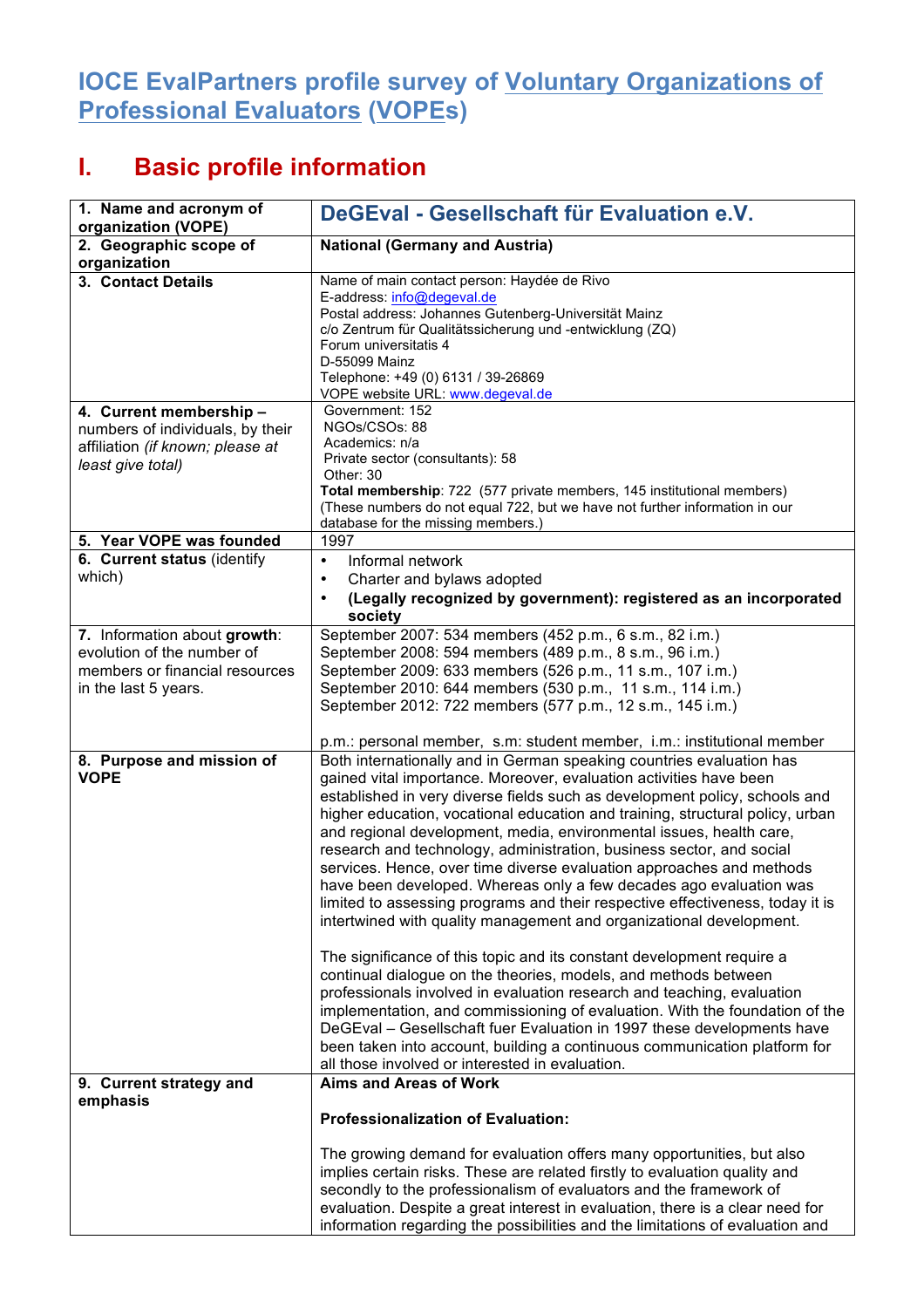# IOCE EvalPartners profile survey of Voluntary Organizations of Professional Evaluators (VOPEs)

## I. Basic profile information

| | |
|---|---|
| **1. Name and acronym of organization (VOPE)** | **DeGEval - Gesellschaft für Evaluation e.V.** |
| **2. Geographic scope of organization** | **National (Germany and Austria)** |
| **3. Contact Details** | Name of main contact person: Haydée de Rivo<br>E-address: info@degeval.de<br>Postal address: Johannes Gutenberg-Universität Mainz<br>c/o Zentrum für Qualitätssicherung und -entwicklung (ZQ)<br>Forum universitatis 4<br>D-55099 Mainz<br>Telephone: +49 (0) 6131 / 39-26869<br>VOPE website URL: www.degeval.de |
| **4. Current membership –** numbers of individuals, by their affiliation *(if known; please at least give total)* | Government: 152<br>NGOs/CSOs: 88<br>Academics: n/a<br>Private sector (consultants): 58<br>Other: 30<br>**Total membership**: 722 (577 private members, 145 institutional members)<br>(These numbers do not equal 722, but we have not further information in our database for the missing members.) |
| **5. Year VOPE was founded** | 1997 |
| **6. Current status** (identify which) | • Informal network<br>• Charter and bylaws adopted<br>• **(Legally recognized by government): registered as an incorporated society** |
| **7.** Information about **growth**: evolution of the number of members or financial resources in the last 5 years. | September 2007: 534 members (452 p.m., 6 s.m., 82 i.m.)<br>September 2008: 594 members (489 p.m., 8 s.m., 96 i.m.)<br>September 2009: 633 members (526 p.m., 11 s.m., 107 i.m.)<br>September 2010: 644 members (530 p.m., 11 s.m., 114 i.m.)<br>September 2012: 722 members (577 p.m., 12 s.m., 145 i.m.)<br><br>p.m.: personal member, s.m: student member, i.m.: institutional member |
| **8. Purpose and mission of VOPE** | Both internationally and in German speaking countries evaluation has gained vital importance. Moreover, evaluation activities have been established in very diverse fields such as development policy, schools and higher education, vocational education and training, structural policy, urban and regional development, media, environmental issues, health care, research and technology, administration, business sector, and social services. Hence, over time diverse evaluation approaches and methods have been developed. Whereas only a few decades ago evaluation was limited to assessing programs and their respective effectiveness, today it is intertwined with quality management and organizational development.<br><br>The significance of this topic and its constant development require a continual dialogue on the theories, models, and methods between professionals involved in evaluation research and teaching, evaluation implementation, and commissioning of evaluation. With the foundation of the DeGEval – Gesellschaft fuer Evaluation in 1997 these developments have been taken into account, building a continuous communication platform for all those involved or interested in evaluation. |
| **9. Current strategy and emphasis** | **Aims and Areas of Work**<br><br>**Professionalization of Evaluation:**<br><br>The growing demand for evaluation offers many opportunities, but also implies certain risks. These are related firstly to evaluation quality and secondly to the professionalism of evaluators and the framework of evaluation. Despite a great interest in evaluation, there is a clear need for information regarding the possibilities and the limitations of evaluation and |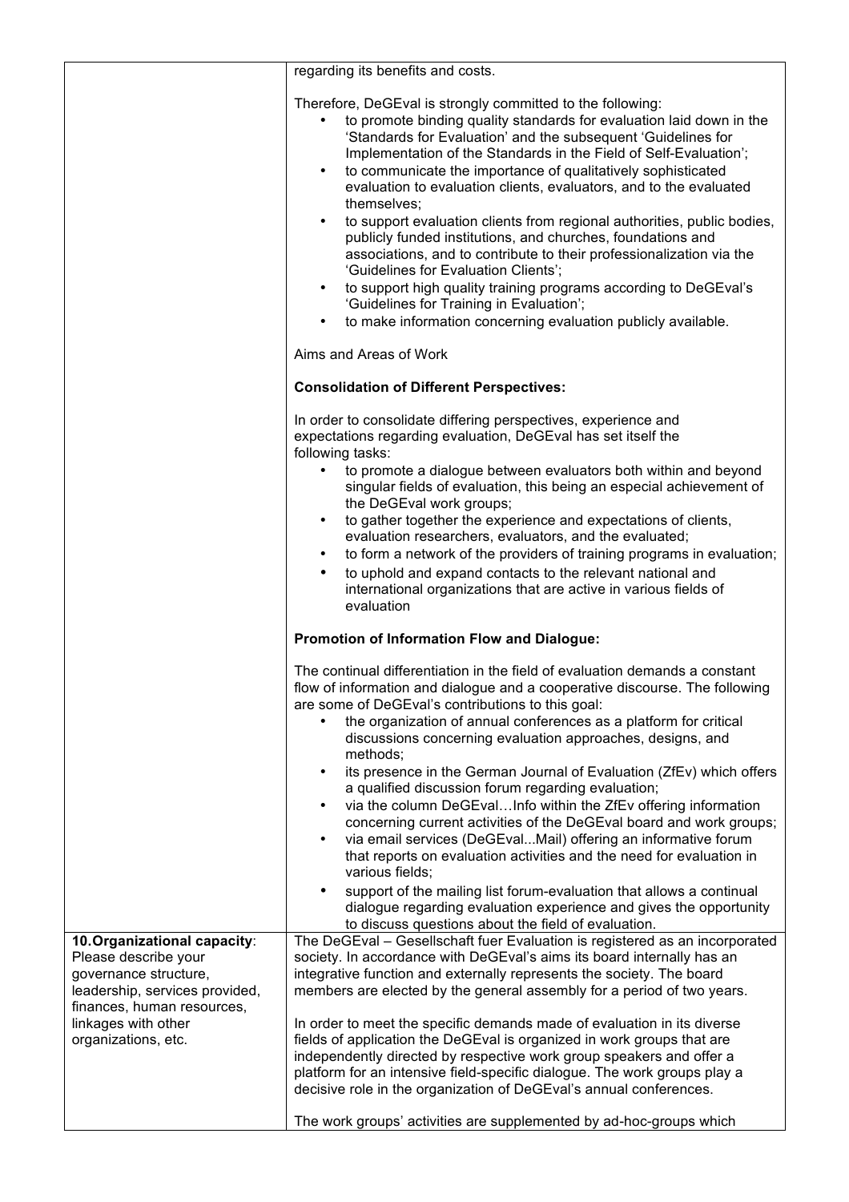| | |
|---|---|
| | regarding its benefits and costs.<br><br>Therefore, DeGEval is strongly committed to the following:<br>• to promote binding quality standards for evaluation laid down in the 'Standards for Evaluation' and the subsequent 'Guidelines for Implementation of the Standards in the Field of Self-Evaluation';<br>• to communicate the importance of qualitatively sophisticated evaluation to evaluation clients, evaluators, and to the evaluated themselves;<br>• to support evaluation clients from regional authorities, public bodies, publicly funded institutions, and churches, foundations and associations, and to contribute to their professionalization via the 'Guidelines for Evaluation Clients';<br>• to support high quality training programs according to DeGEval's 'Guidelines for Training in Evaluation';<br>• to make information concerning evaluation publicly available.<br><br>Aims and Areas of Work<br><br>**Consolidation of Different Perspectives:**<br><br>In order to consolidate differing perspectives, experience and expectations regarding evaluation, DeGEval has set itself the following tasks:<br>• to promote a dialogue between evaluators both within and beyond singular fields of evaluation, this being an especial achievement of the DeGEval work groups;<br>• to gather together the experience and expectations of clients, evaluation researchers, evaluators, and the evaluated;<br>• to form a network of the providers of training programs in evaluation;<br>• to uphold and expand contacts to the relevant national and international organizations that are active in various fields of evaluation<br><br>**Promotion of Information Flow and Dialogue:**<br><br>The continual differentiation in the field of evaluation demands a constant flow of information and dialogue and a cooperative discourse. The following are some of DeGEval's contributions to this goal:<br>• the organization of annual conferences as a platform for critical discussions concerning evaluation approaches, designs, and methods;<br>• its presence in the German Journal of Evaluation (ZfEv) which offers a qualified discussion forum regarding evaluation;<br>• via the column DeGEval…Info within the ZfEv offering information concerning current activities of the DeGEval board and work groups;<br>• via email services (DeGEval...Mail) offering an informative forum that reports on evaluation activities and the need for evaluation in various fields;<br>• support of the mailing list forum-evaluation that allows a continual dialogue regarding evaluation experience and gives the opportunity to discuss questions about the field of evaluation. |
| **10. Organizational capacity**: Please describe your governance structure, leadership, services provided, finances, human resources, linkages with other organizations, etc. | The DeGEval – Gesellschaft fuer Evaluation is registered as an incorporated society. In accordance with DeGEval's aims its board internally has an integrative function and externally represents the society. The board members are elected by the general assembly for a period of two years.<br><br>In order to meet the specific demands made of evaluation in its diverse fields of application the DeGEval is organized in work groups that are independently directed by respective work group speakers and offer a platform for an intensive field-specific dialogue. The work groups play a decisive role in the organization of DeGEval's annual conferences.<br><br>The work groups' activities are supplemented by ad-hoc-groups which |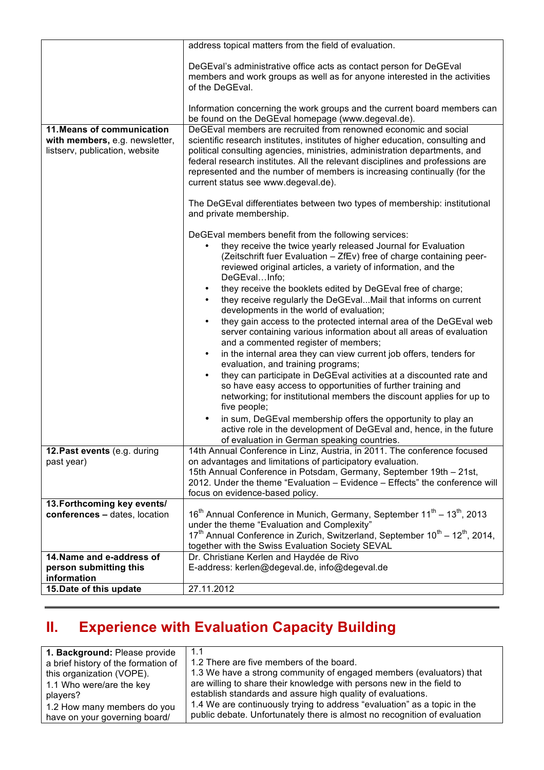| | |
|---|---|
| | address topical matters from the field of evaluation.<br><br>DeGEval's administrative office acts as contact person for DeGEval members and work groups as well as for anyone interested in the activities of the DeGEval.<br><br>Information concerning the work groups and the current board members can be found on the DeGEval homepage (www.degeval.de). |
| **11. Means of communication with members,** e.g. newsletter, listserv, publication, website | DeGEval members are recruited from renowned economic and social scientific research institutes, institutes of higher education, consulting and political consulting agencies, ministries, administration departments, and federal research institutes. All the relevant disciplines and professions are represented and the number of members is increasing continually (for the current status see www.degeval.de).<br><br>The DeGEval differentiates between two types of membership: institutional and private membership.<br><br>DeGEval members benefit from the following services:<br>• they receive the twice yearly released Journal for Evaluation (Zeitschrift fuer Evaluation – ZfEv) free of charge containing peer-reviewed original articles, a variety of information, and the DeGEval…Info;<br>• they receive the booklets edited by DeGEval free of charge;<br>• they receive regularly the DeGEval...Mail that informs on current developments in the world of evaluation;<br>• they gain access to the protected internal area of the DeGEval web server containing various information about all areas of evaluation and a commented register of members;<br>• in the internal area they can view current job offers, tenders for evaluation, and training programs;<br>• they can participate in DeGEval activities at a discounted rate and so have easy access to opportunities of further training and networking; for institutional members the discount applies for up to five people;<br>• in sum, DeGEval membership offers the opportunity to play an active role in the development of DeGEval and, hence, in the future of evaluation in German speaking countries. |
| **12. Past events** (e.g. during past year) | 14th Annual Conference in Linz, Austria, in 2011. The conference focused on advantages and limitations of participatory evaluation.<br>15th Annual Conference in Potsdam, Germany, September 19th – 21st, 2012. Under the theme "Evaluation – Evidence – Effects" the conference will focus on evidence-based policy. |
| **13. Forthcoming key events/ conferences –** dates, location | 16th Annual Conference in Munich, Germany, September 11th – 13th, 2013 under the theme "Evaluation and Complexity"<br>17th Annual Conference in Zurich, Switzerland, September 10th – 12th, 2014, together with the Swiss Evaluation Society SEVAL |
| **14. Name and e-address of person submitting this information** | Dr. Christiane Kerlen and Haydée de Rivo<br>E-address: kerlen@degeval.de, info@degeval.de |
| **15. Date of this update** | 27.11.2012 |

## II. Experience with Evaluation Capacity Building

| | |
|---|---|
| **1. Background:** Please provide a brief history of the formation of this organization (VOPE).<br>1.1 Who were/are the key players?<br>1.2 How many members do you have on your governing board/ | 1.1<br>1.2 There are five members of the board.<br>1.3 We have a strong community of engaged members (evaluators) that are willing to share their knowledge with persons new in the field to establish standards and assure high quality of evaluations.<br>1.4 We are continuously trying to address "evaluation" as a topic in the public debate. Unfortunately there is almost no recognition of evaluation |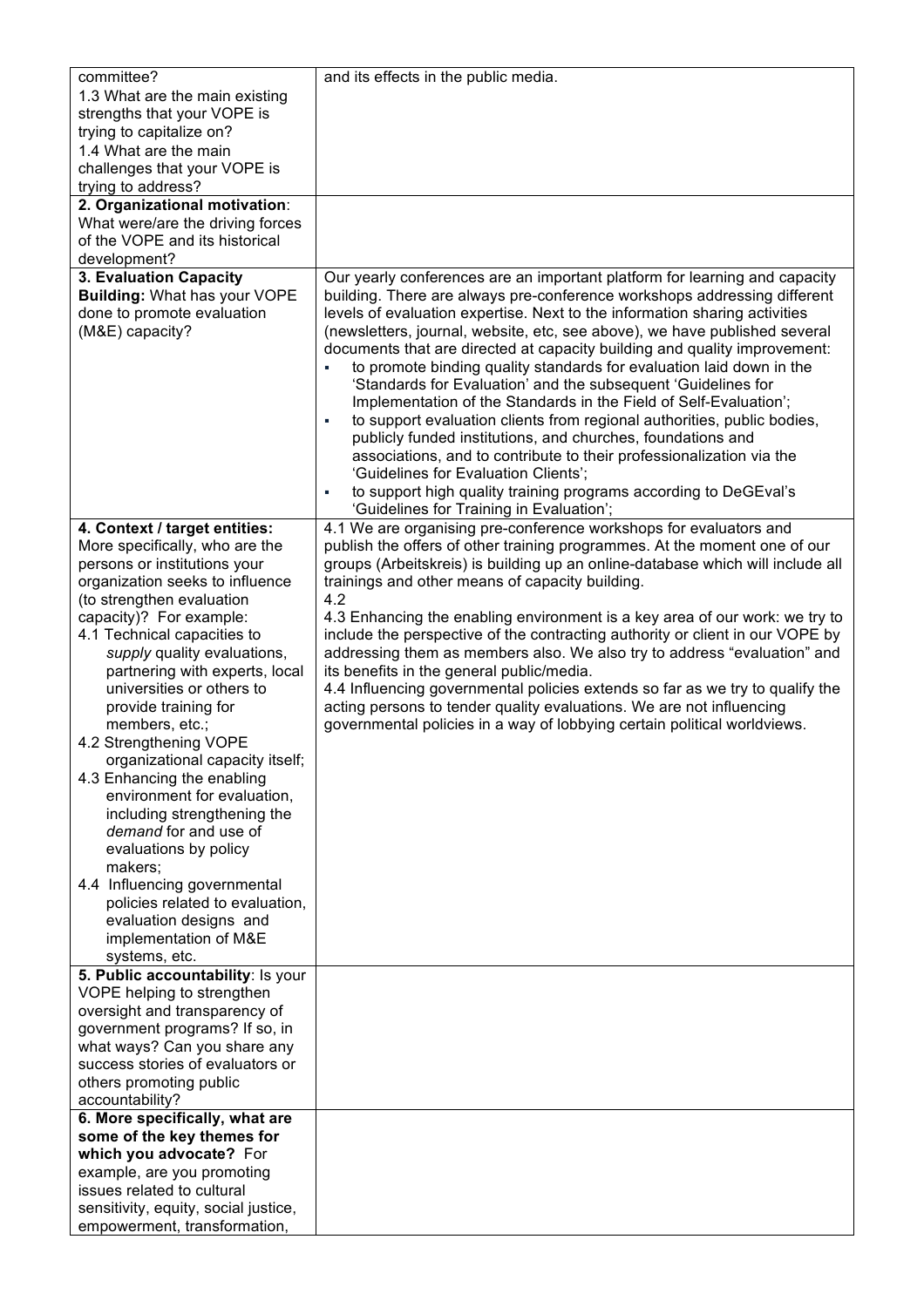| | |
|---|---|
| committee?<br>1.3 What are the main existing strengths that your VOPE is trying to capitalize on?<br>1.4 What are the main challenges that your VOPE is trying to address? | and its effects in the public media. |
| **2. Organizational motivation**: What were/are the driving forces of the VOPE and its historical development? | |
| **3. Evaluation Capacity Building:** What has your VOPE done to promote evaluation (M&E) capacity? | Our yearly conferences are an important platform for learning and capacity building. There are always pre-conference workshops addressing different levels of evaluation expertise. Next to the information sharing activities (newsletters, journal, website, etc, see above), we have published several documents that are directed at capacity building and quality improvement:<br>▪ to promote binding quality standards for evaluation laid down in the 'Standards for Evaluation' and the subsequent 'Guidelines for Implementation of the Standards in the Field of Self-Evaluation';<br>▪ to support evaluation clients from regional authorities, public bodies, publicly funded institutions, and churches, foundations and associations, and to contribute to their professionalization via the 'Guidelines for Evaluation Clients';<br>▪ to support high quality training programs according to DeGEval's 'Guidelines for Training in Evaluation'; |
| **4. Context / target entities:** More specifically, who are the persons or institutions your organization seeks to influence (to strengthen evaluation capacity)? For example:<br>4.1 Technical capacities to *supply* quality evaluations, partnering with experts, local universities or others to provide training for members, etc.;<br>4.2 Strengthening VOPE organizational capacity itself;<br>4.3 Enhancing the enabling environment for evaluation, including strengthening the *demand* for and use of evaluations by policy makers;<br>4.4 Influencing governmental policies related to evaluation, evaluation designs and implementation of M&E systems, etc. | 4.1 We are organising pre-conference workshops for evaluators and publish the offers of other training programmes. At the moment one of our groups (Arbeitskreis) is building up an online-database which will include all trainings and other means of capacity building.<br>4.2<br>4.3 Enhancing the enabling environment is a key area of our work: we try to include the perspective of the contracting authority or client in our VOPE by addressing them as members also. We also try to address "evaluation" and its benefits in the general public/media.<br>4.4 Influencing governmental policies extends so far as we try to qualify the acting persons to tender quality evaluations. We are not influencing governmental policies in a way of lobbying certain political worldviews. |
| **5. Public accountability**: Is your VOPE helping to strengthen oversight and transparency of government programs? If so, in what ways? Can you share any success stories of evaluators or others promoting public accountability? | |
| **6. More specifically, what are some of the key themes for which you advocate?** For example, are you promoting issues related to cultural sensitivity, equity, social justice, empowerment, transformation, | |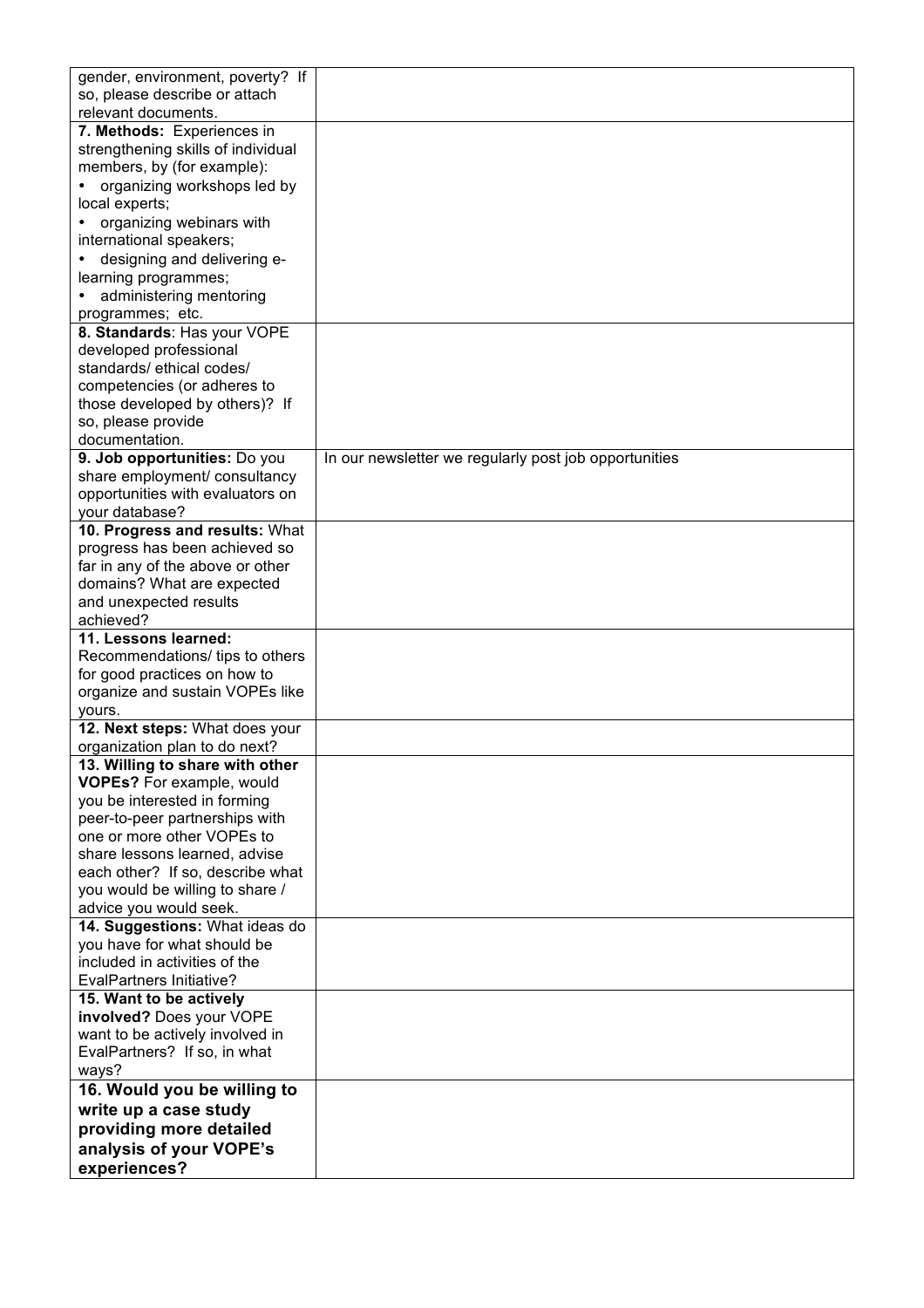| | |
|---|---|
| gender, environment, poverty? If so, please describe or attach relevant documents. | |
| **7. Methods:** Experiences in strengthening skills of individual members, by (for example):<br>• organizing workshops led by local experts;<br>• organizing webinars with international speakers;<br>• designing and delivering e-learning programmes;<br>• administering mentoring programmes; etc. | |
| **8. Standards**: Has your VOPE developed professional standards/ ethical codes/ competencies (or adheres to those developed by others)? If so, please provide documentation. | |
| **9. Job opportunities:** Do you share employment/ consultancy opportunities with evaluators on your database? | In our newsletter we regularly post job opportunities |
| **10. Progress and results:** What progress has been achieved so far in any of the above or other domains? What are expected and unexpected results achieved? | |
| **11. Lessons learned:** Recommendations/ tips to others for good practices on how to organize and sustain VOPEs like yours. | |
| **12. Next steps:** What does your organization plan to do next? | |
| **13. Willing to share with other VOPEs?** For example, would you be interested in forming peer-to-peer partnerships with one or more other VOPEs to share lessons learned, advise each other? If so, describe what you would be willing to share / advice you would seek. | |
| **14. Suggestions:** What ideas do you have for what should be included in activities of the EvalPartners Initiative? | |
| **15. Want to be actively involved?** Does your VOPE want to be actively involved in EvalPartners? If so, in what ways? | |
| **16. Would you be willing to write up a case study providing more detailed analysis of your VOPE's experiences?** | |